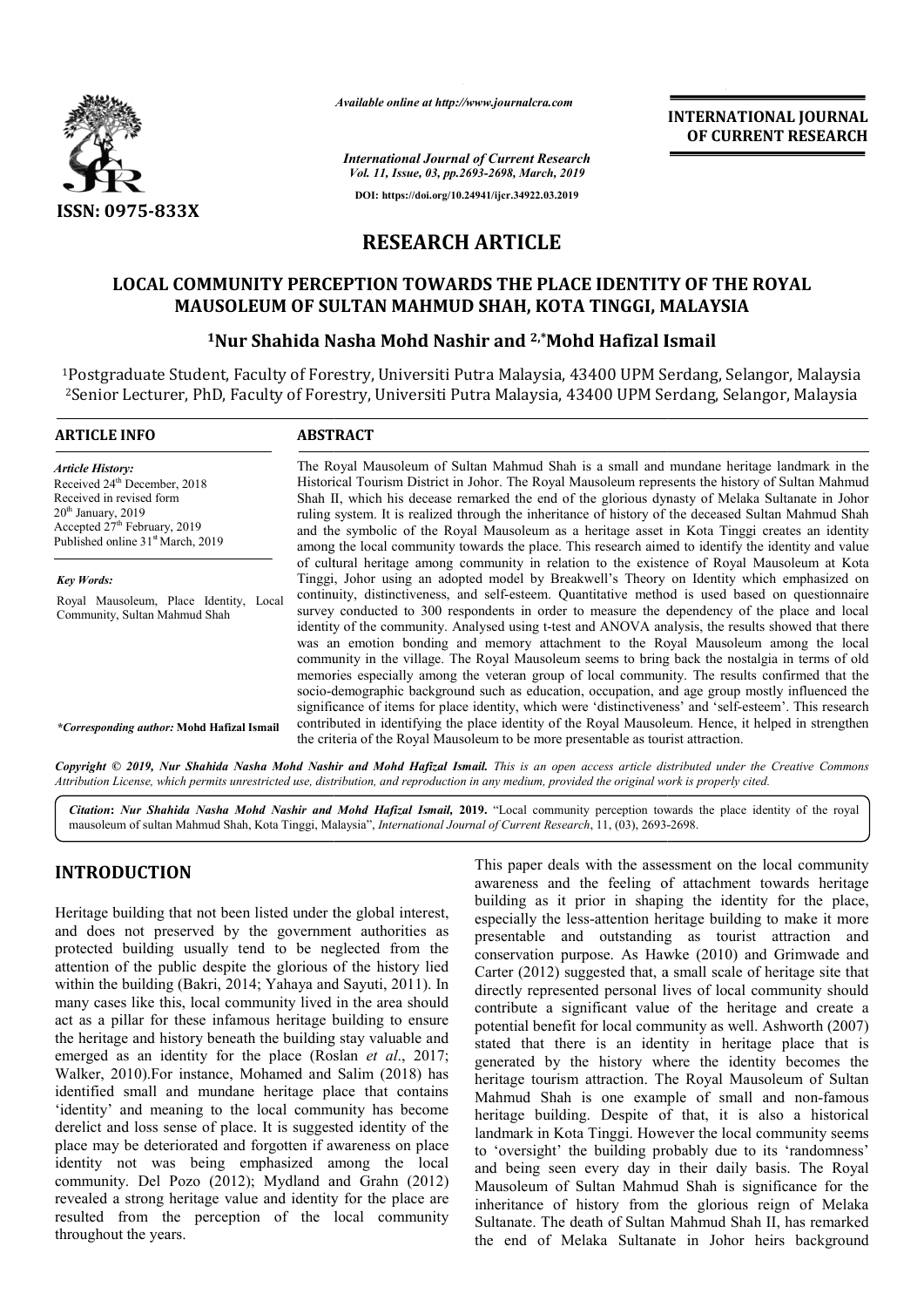*Available online at http://www.journalcra.com*

*International Journal of Current Research*
*Vol. 11, Issue, 03, pp.2693-2698, March, 2019*

**DOI: https://doi.org/10.24941/ijcr.34922.03.2019**

ISSN: 0975-833X

**INTERNATIONAL JOURNAL OF CURRENT RESEARCH**

# RESEARCH ARTICLE

## LOCAL COMMUNITY PERCEPTION TOWARDS THE PLACE IDENTITY OF THE ROYAL MAUSOLEUM OF SULTAN MAHMUD SHAH, KOTA TINGGI, MALAYSIA

**[1]Nur Shahida Nasha Mohd Nashir and [2,*]Mohd Hafizal Ismail**

[1]Postgraduate Student, Faculty of Forestry, Universiti Putra Malaysia, 43400 UPM Serdang, Selangor, Malaysia
[2]Senior Lecturer, PhD, Faculty of Forestry, Universiti Putra Malaysia, 43400 UPM Serdang, Selangor, Malaysia

### ARTICLE INFO

*Article History:*
Received 24th December, 2018
Received in revised form
20th January, 2019
Accepted 27th February, 2019
Published online 31st March, 2019

*Key Words:*
Royal Mausoleum, Place Identity, Local Community, Sultan Mahmud Shah

***Corresponding author:* Mohd Hafizal Ismail**

### ABSTRACT

The Royal Mausoleum of Sultan Mahmud Shah is a small and mundane heritage landmark in the Historical Tourism District in Johor. The Royal Mausoleum represents the history of Sultan Mahmud Shah II, which his decease remarked the end of the glorious dynasty of Melaka Sultanate in Johor ruling system. It is realized through the inheritance of history of the deceased Sultan Mahmud Shah and the symbolic of the Royal Mausoleum as a heritage asset in Kota Tinggi creates an identity among the local community towards the place. This research aimed to identify the identity and value of cultural heritage among community in relation to the existence of Royal Mausoleum at Kota Tinggi, Johor using an adopted model by Breakwell's Theory on Identity which emphasized on continuity, distinctiveness, and self-esteem. Quantitative method is used based on questionnaire survey conducted to 300 respondents in order to measure the dependency of the place and local identity of the community. Analysed using t-test and ANOVA analysis, the results showed that there was an emotion bonding and memory attachment to the Royal Mausoleum among the local community in the village. The Royal Mausoleum seems to bring back the nostalgia in terms of old memories especially among the veteran group of local community. The results confirmed that the socio-demographic background such as education, occupation, and age group mostly influenced the significance of items for place identity, which were 'distinctiveness' and 'self-esteem'. This research contributed in identifying the place identity of the Royal Mausoleum. Hence, it helped in strengthen the criteria of the Royal Mausoleum to be more presentable as tourist attraction.

*Copyright © 2019, Nur Shahida Nasha Mohd Nashir and Mohd Hafizal Ismail. This is an open access article distributed under the Creative Commons Attribution License, which permits unrestricted use, distribution, and reproduction in any medium, provided the original work is properly cited.*

**Citation: *Nur Shahida Nasha Mohd Nashir and Mohd Hafizal Ismail,* 2019.** "Local community perception towards the place identity of the royal mausoleum of sultan Mahmud Shah, Kota Tinggi, Malaysia", *International Journal of Current Research*, 11, (03), 2693-2698.

## INTRODUCTION

Heritage building that not been listed under the global interest, and does not preserved by the government authorities as protected building usually tend to be neglected from the attention of the public despite the glorious of the history lied within the building (Bakri, 2014; Yahaya and Sayuti, 2011). In many cases like this, local community lived in the area should act as a pillar for these infamous heritage building to ensure the heritage and history beneath the building stay valuable and emerged as an identity for the place (Roslan *et al*., 2017; Walker, 2010).For instance, Mohamed and Salim (2018) has identified small and mundane heritage place that contains 'identity' and meaning to the local community has become derelict and loss sense of place. It is suggested identity of the place may be deteriorated and forgotten if awareness on place identity not was being emphasized among the local community. Del Pozo (2012); Mydland and Grahn (2012) revealed a strong heritage value and identity for the place are resulted from the perception of the local community throughout the years.

This paper deals with the assessment on the local community awareness and the feeling of attachment towards heritage building as it prior in shaping the identity for the place, especially the less-attention heritage building to make it more presentable and outstanding as tourist attraction and conservation purpose. As Hawke (2010) and Grimwade and Carter (2012) suggested that, a small scale of heritage site that directly represented personal lives of local community should contribute a significant value of the heritage and create a potential benefit for local community as well. Ashworth (2007) stated that there is an identity in heritage place that is generated by the history where the identity becomes the heritage tourism attraction. The Royal Mausoleum of Sultan Mahmud Shah is one example of small and non-famous heritage building. Despite of that, it is also a historical landmark in Kota Tinggi. However the local community seems to 'oversight' the building probably due to its 'randomness' and being seen every day in their daily basis. The Royal Mausoleum of Sultan Mahmud Shah is significance for the inheritance of history from the glorious reign of Melaka Sultanate. The death of Sultan Mahmud Shah II, has remarked the end of Melaka Sultanate in Johor heirs background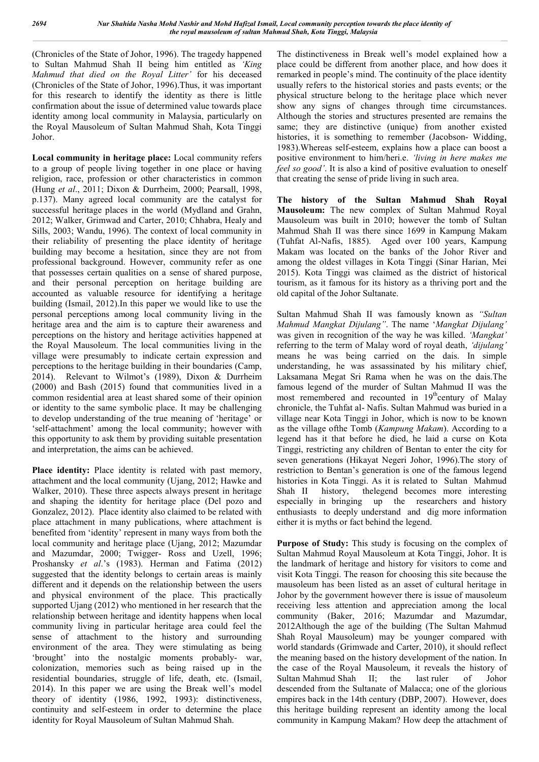(Chronicles of the State of Johor, 1996). The tragedy happened to Sultan Mahmud Shah II being him entitled as *'King Mahmud that died on the Royal Litter'* for his deceased (Chronicles of the State of Johor, 1996).Thus, it was important for this research to identify the identity as there is little confirmation about the issue of determined value towards place identity among local community in Malaysia, particularly on the Royal Mausoleum of Sultan Mahmud Shah, Kota Tinggi Johor.

**Local community in heritage place:** Local community refers to a group of people living together in one place or having religion, race, profession or other characteristics in common (Hung *et al*., 2011; Dixon & Durrheim, 2000; Pearsall, 1998, p.137). Many agreed local community are the catalyst for successful heritage places in the world (Mydland and Grahn, 2012; Walker, Grimwad and Carter, 2010; Chhabra, Healy and Sills, 2003; Wandu, 1996). The context of local community in their reliability of presenting the place identity of heritage building may become a hesitation, since they are not from professional background. However, community refer as one that possesses certain qualities on a sense of shared purpose, and their personal perception on heritage building are accounted as valuable resource for identifying a heritage building (Ismail, 2012).In this paper we would like to use the personal perceptions among local community living in the heritage area and the aim is to capture their awareness and perceptions on the history and heritage activities happened at the Royal Mausoleum. The local communities living in the village were presumably to indicate certain expression and perceptions to the heritage building in their boundaries (Camp, 2014). Relevant to Wilmot's (1989), Dixon & Durrheim (2000) and Bash (2015) found that communities lived in a common residential area at least shared some of their opinion or identity to the same symbolic place. It may be challenging to develop understanding of the true meaning of 'heritage' or 'self-attachment' among the local community; however with this opportunity to ask them by providing suitable presentation and interpretation, the aims can be achieved.

**Place identity:** Place identity is related with past memory, attachment and the local community (Ujang, 2012; Hawke and Walker, 2010). These three aspects always present in heritage and shaping the identity for heritage place (Del pozo and Gonzalez, 2012). Place identity also claimed to be related with place attachment in many publications, where attachment is benefited from 'identity' represent in many ways from both the local community and heritage place (Ujang, 2012; Mazumdar and Mazumdar, 2000; Twigger- Ross and Uzell, 1996; Proshansky *et al*.'s (1983). Herman and Fatima (2012) suggested that the identity belongs to certain areas is mainly different and it depends on the relationship between the users and physical environment of the place. This practically supported Ujang (2012) who mentioned in her research that the relationship between heritage and identity happens when local community living in particular heritage area could feel the sense of attachment to the history and surrounding environment of the area. They were stimulating as being 'brought' into the nostalgic moments probably- war, colonization, memories such as being raised up in the residential boundaries, struggle of life, death, etc. (Ismail, 2014). In this paper we are using the Break well's model theory of identity (1986, 1992, 1993): distinctiveness, continuity and self-esteem in order to determine the place identity for Royal Mausoleum of Sultan Mahmud Shah.

The distinctiveness in Break well's model explained how a place could be different from another place, and how does it remarked in people's mind. The continuity of the place identity usually refers to the historical stories and pasts events; or the physical structure belong to the heritage place which never show any signs of changes through time circumstances. Although the stories and structures presented are remains the same; they are distinctive (unique) from another existed histories, it is something to remember (Jacobson- Widding, 1983).Whereas self-esteem, explains how a place can boost a positive environment to him/heri.e. *'living in here makes me feel so good'*. It is also a kind of positive evaluation to oneself that creating the sense of pride living in such area.

**The history of the Sultan Mahmud Shah Royal Mausoleum:** The new complex of Sultan Mahmud Royal Mausoleum was built in 2010; however the tomb of Sultan Mahmud Shah II was there since 1699 in Kampung Makam (Tuhfat Al-Nafis, 1885). Aged over 100 years, Kampung Makam was located on the banks of the Johor River and among the oldest villages in Kota Tinggi (Sinar Harian, Mei 2015). Kota Tinggi was claimed as the district of historical tourism, as it famous for its history as a thriving port and the old capital of the Johor Sultanate.

Sultan Mahmud Shah II was famously known as *"Sultan Mahmud Mangkat Dijulang"*. The name '*Mangkat Dijulang'* was given in recognition of the way he was killed. *'Mangkat'* referring to the term of Malay word of royal death, *'dijulang'* means he was being carried on the dais. In simple understanding, he was assassinated by his military chief, Laksamana Megat Sri Rama when he was on the dais.The famous legend of the murder of Sultan Mahmud II was the most remembered and recounted in 19th century of Malay chronicle, the Tuhfat al- Nafis. Sultan Mahmud was buried in a village near Kota Tinggi in Johor, which is now to be known as the village ofthe Tomb (*Kampung Makam*). According to a legend has it that before he died, he laid a curse on Kota Tinggi, restricting any children of Bentan to enter the city for seven generations (Hikayat Negeri Johor, 1996).The story of restriction to Bentan's generation is one of the famous legend histories in Kota Tinggi. As it is related to Sultan Mahmud Shah II history, thelegend becomes more interesting especially in bringing up the researchers and history enthusiasts to deeply understand and dig more information either it is myths or fact behind the legend.

**Purpose of Study:** This study is focusing on the complex of Sultan Mahmud Royal Mausoleum at Kota Tinggi, Johor. It is the landmark of heritage and history for visitors to come and visit Kota Tinggi. The reason for choosing this site because the mausoleum has been listed as an asset of cultural heritage in Johor by the government however there is issue of mausoleum receiving less attention and appreciation among the local community (Baker, 2016; Mazumdar and Mazumdar, 2012Although the age of the building (The Sultan Mahmud Shah Royal Mausoleum) may be younger compared with world standards (Grimwade and Carter, 2010), it should reflect the meaning based on the history development of the nation. In the case of the Royal Mausoleum, it reveals the history of Sultan Mahmud Shah II; the last ruler of Johor descended from the Sultanate of Malacca; one of the glorious empires back in the 14th century (DBP, 2007). However, does this heritage building represent an identity among the local community in Kampung Makam? How deep the attachment of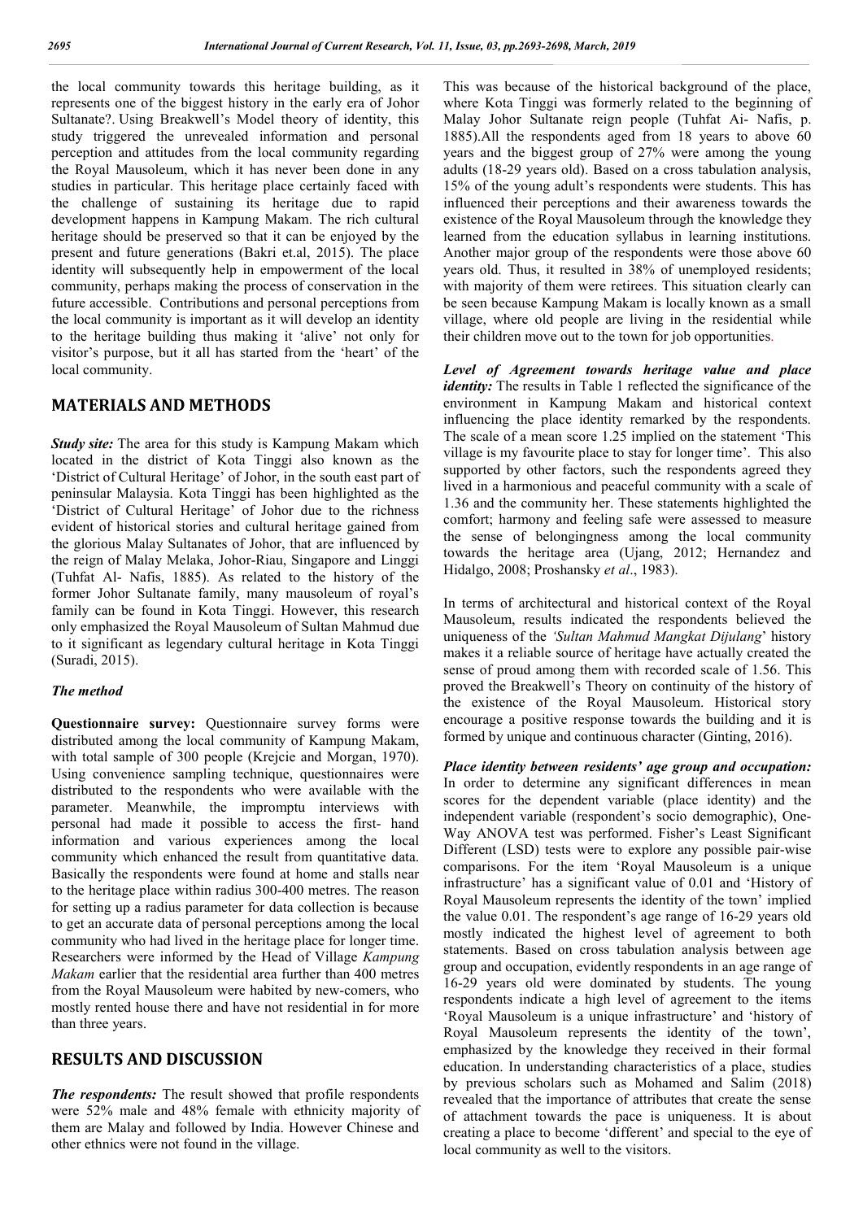the local community towards this heritage building, as it represents one of the biggest history in the early era of Johor Sultanate?. Using Breakwell's Model theory of identity, this study triggered the unrevealed information and personal perception and attitudes from the local community regarding the Royal Mausoleum, which it has never been done in any studies in particular. This heritage place certainly faced with the challenge of sustaining its heritage due to rapid development happens in Kampung Makam. The rich cultural heritage should be preserved so that it can be enjoyed by the present and future generations (Bakri et.al, 2015). The place identity will subsequently help in empowerment of the local community, perhaps making the process of conservation in the future accessible. Contributions and personal perceptions from the local community is important as it will develop an identity to the heritage building thus making it 'alive' not only for visitor's purpose, but it all has started from the 'heart' of the local community.

## MATERIALS AND METHODS

***Study site:*** The area for this study is Kampung Makam which located in the district of Kota Tinggi also known as the 'District of Cultural Heritage' of Johor, in the south east part of peninsular Malaysia. Kota Tinggi has been highlighted as the 'District of Cultural Heritage' of Johor due to the richness evident of historical stories and cultural heritage gained from the glorious Malay Sultanates of Johor, that are influenced by the reign of Malay Melaka, Johor-Riau, Singapore and Linggi (Tuhfat Al- Nafis, 1885). As related to the history of the former Johor Sultanate family, many mausoleum of royal's family can be found in Kota Tinggi. However, this research only emphasized the Royal Mausoleum of Sultan Mahmud due to it significant as legendary cultural heritage in Kota Tinggi (Suradi, 2015).

### *The method*

**Questionnaire survey:** Questionnaire survey forms were distributed among the local community of Kampung Makam, with total sample of 300 people (Krejcie and Morgan, 1970). Using convenience sampling technique, questionnaires were distributed to the respondents who were available with the parameter. Meanwhile, the impromptu interviews with personal had made it possible to access the first- hand information and various experiences among the local community which enhanced the result from quantitative data. Basically the respondents were found at home and stalls near to the heritage place within radius 300-400 metres. The reason for setting up a radius parameter for data collection is because to get an accurate data of personal perceptions among the local community who had lived in the heritage place for longer time. Researchers were informed by the Head of Village *Kampung Makam* earlier that the residential area further than 400 metres from the Royal Mausoleum were habited by new-comers, who mostly rented house there and have not residential in for more than three years.

## RESULTS AND DISCUSSION

***The respondents:*** The result showed that profile respondents were 52% male and 48% female with ethnicity majority of them are Malay and followed by India. However Chinese and other ethnics were not found in the village. This was because of the historical background of the place, where Kota Tinggi was formerly related to the beginning of Malay Johor Sultanate reign people (Tuhfat Ai- Nafis, p. 1885).All the respondents aged from 18 years to above 60 years and the biggest group of 27% were among the young adults (18-29 years old). Based on a cross tabulation analysis, 15% of the young adult's respondents were students. This has influenced their perceptions and their awareness towards the existence of the Royal Mausoleum through the knowledge they learned from the education syllabus in learning institutions. Another major group of the respondents were those above 60 years old. Thus, it resulted in 38% of unemployed residents; with majority of them were retirees. This situation clearly can be seen because Kampung Makam is locally known as a small village, where old people are living in the residential while their children move out to the town for job opportunities.

***Level of Agreement towards heritage value and place identity:*** The results in Table 1 reflected the significance of the environment in Kampung Makam and historical context influencing the place identity remarked by the respondents. The scale of a mean score 1.25 implied on the statement 'This village is my favourite place to stay for longer time'. This also supported by other factors, such the respondents agreed they lived in a harmonious and peaceful community with a scale of 1.36 and the community her. These statements highlighted the comfort; harmony and feeling safe were assessed to measure the sense of belongingness among the local community towards the heritage area (Ujang, 2012; Hernandez and Hidalgo, 2008; Proshansky *et al*., 1983).

In terms of architectural and historical context of the Royal Mausoleum, results indicated the respondents believed the uniqueness of the *'Sultan Mahmud Mangkat Dijulang*' history makes it a reliable source of heritage have actually created the sense of proud among them with recorded scale of 1.56. This proved the Breakwell's Theory on continuity of the history of the existence of the Royal Mausoleum. Historical story encourage a positive response towards the building and it is formed by unique and continuous character (Ginting, 2016).

***Place identity between residents' age group and occupation:*** In order to determine any significant differences in mean scores for the dependent variable (place identity) and the independent variable (respondent's socio demographic), One-Way ANOVA test was performed. Fisher's Least Significant Different (LSD) tests were to explore any possible pair-wise comparisons. For the item 'Royal Mausoleum is a unique infrastructure' has a significant value of 0.01 and 'History of Royal Mausoleum represents the identity of the town' implied the value 0.01. The respondent's age range of 16-29 years old mostly indicated the highest level of agreement to both statements. Based on cross tabulation analysis between age group and occupation, evidently respondents in an age range of 16-29 years old were dominated by students. The young respondents indicate a high level of agreement to the items 'Royal Mausoleum is a unique infrastructure' and 'history of Royal Mausoleum represents the identity of the town', emphasized by the knowledge they received in their formal education. In understanding characteristics of a place, studies by previous scholars such as Mohamed and Salim (2018) revealed that the importance of attributes that create the sense of attachment towards the pace is uniqueness. It is about creating a place to become 'different' and special to the eye of local community as well to the visitors.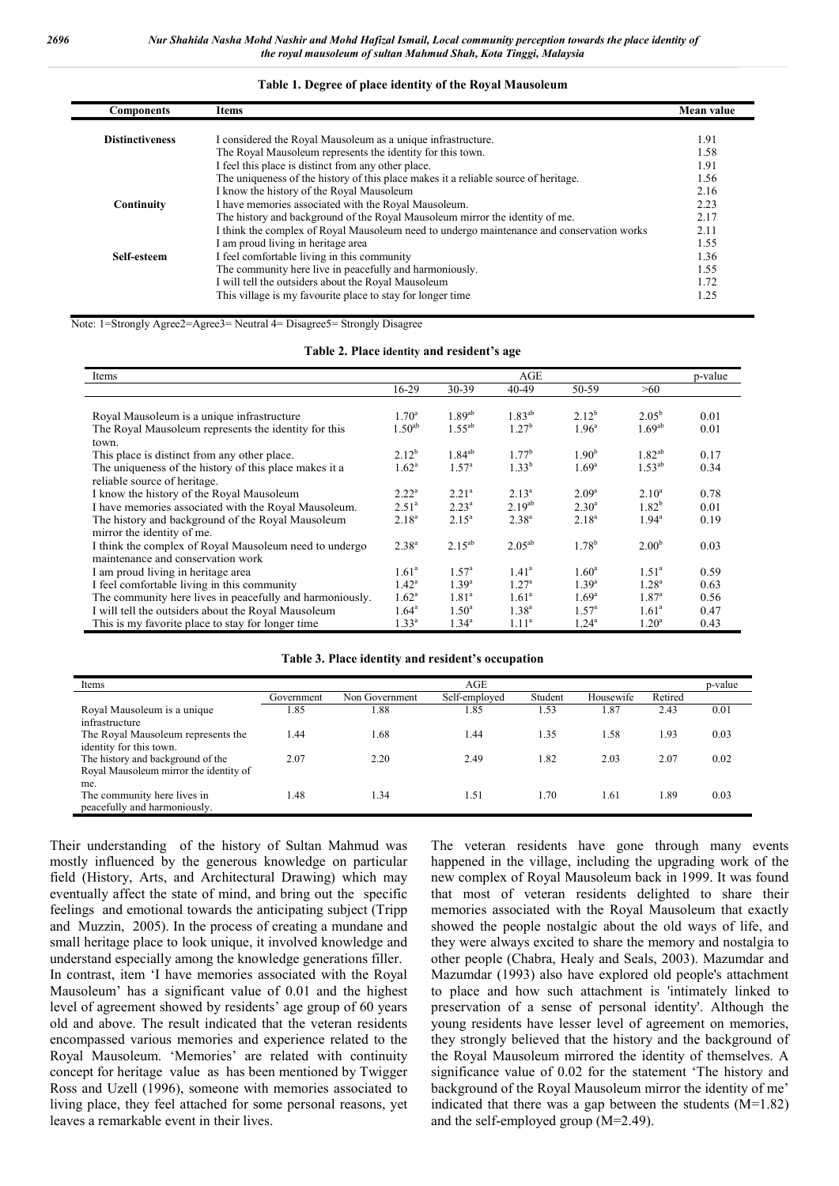**Table 1. Degree of place identity of the Royal Mausoleum**

| Components | Items | Mean value |
|---|---|---|
| **Distinctiveness** | I considered the Royal Mausoleum as a unique infrastructure. | 1.91 |
| | The Royal Mausoleum represents the identity for this town. | 1.58 |
| | I feel this place is distinct from any other place. | 1.91 |
| | The uniqueness of the history of this place makes it a reliable source of heritage. | 1.56 |
| **Continuity** | I know the history of the Royal Mausoleum | 2.16 |
| | I have memories associated with the Royal Mausoleum. | 2.23 |
| | The history and background of the Royal Mausoleum mirror the identity of me. | 2.17 |
| | I think the complex of Royal Mausoleum need to undergo maintenance and conservation works | 2.11 |
| **Self-esteem** | I am proud living in heritage area | 1.55 |
| | I feel comfortable living in this community | 1.36 |
| | The community here live in peacefully and harmoniously. | 1.55 |
| | I will tell the outsiders about the Royal Mausoleum | 1.72 |
| | This village is my favourite place to stay for longer time | 1.25 |

Note: 1=Strongly Agree2=Agree3= Neutral 4= Disagree5= Strongly Disagree

**Table 2. Place identity and resident's age**

| Items | AGE | | | | | p-value |
|---|---|---|---|---|---|---|
| | 16-29 | 30-39 | 40-49 | 50-59 | >60 | |
| Royal Mausoleum is a unique infrastructure | 1.70[a] | 1.89[ab] | 1.83[ab] | 2.12[b] | 2.05[b] | 0.01 |
| The Royal Mausoleum represents the identity for this town. | 1.50[ab] | 1.55[ab] | 1.27[b] | 1.96[a] | 1.69[ab] | 0.01 |
| This place is distinct from any other place. | 2.12[b] | 1.84[ab] | 1.77[b] | 1.90[b] | 1.82[ab] | 0.17 |
| The uniqueness of the history of this place makes it a reliable source of heritage. | 1.62[a] | 1.57[a] | 1.33[b] | 1.69[a] | 1.53[ab] | 0.34 |
| I know the history of the Royal Mausoleum | 2.22[a] | 2.21[a] | 2.13[a] | 2.09[a] | 2.10[a] | 0.78 |
| I have memories associated with the Royal Mausoleum. | 2.51[a] | 2.23[a] | 2.19[ab] | 2.30[a] | 1.82[b] | 0.01 |
| The history and background of the Royal Mausoleum mirror the identity of me. | 2.18[a] | 2.15[a] | 2.38[a] | 2.18[a] | 1.94[a] | 0.19 |
| I think the complex of Royal Mausoleum need to undergo maintenance and conservation work | 2.38[a] | 2.15[ab] | 2.05[ab] | 1.78[b] | 2.00[b] | 0.03 |
| I am proud living in heritage area | 1.61[a] | 1.57[a] | 1.41[a] | 1.60[a] | 1.51[a] | 0.59 |
| I feel comfortable living in this community | 1.42[a] | 1.39[a] | 1.27[a] | 1.39[a] | 1.28[a] | 0.63 |
| The community here lives in peacefully and harmoniously. | 1.62[a] | 1.81[a] | 1.61[a] | 1.69[a] | 1.87[a] | 0.56 |
| I will tell the outsiders about the Royal Mausoleum | 1.64[a] | 1.50[a] | 1.38[a] | 1.57[a] | 1.61[a] | 0.47 |
| This is my favorite place to stay for longer time | 1.33[a] | 1.34[a] | 1.11[a] | 1.24[a] | 1.20[a] | 0.43 |

**Table 3. Place identity and resident's occupation**

| Items | AGE | | | | | | p-value |
|---|---|---|---|---|---|---|---|
| | Government | Non Government | Self-employed | Student | Housewife | Retired | |
| Royal Mausoleum is a unique infrastructure | 1.85 | 1.88 | 1.85 | 1.53 | 1.87 | 2.43 | 0.01 |
| The Royal Mausoleum represents the identity for this town. | 1.44 | 1.68 | 1.44 | 1.35 | 1.58 | 1.93 | 0.03 |
| The history and background of the Royal Mausoleum mirror the identity of me. | 2.07 | 2.20 | 2.49 | 1.82 | 2.03 | 2.07 | 0.02 |
| The community here lives in peacefully and harmoniously. | 1.48 | 1.34 | 1.51 | 1.70 | 1.61 | 1.89 | 0.03 |

Their understanding of the history of Sultan Mahmud was mostly influenced by the generous knowledge on particular field (History, Arts, and Architectural Drawing) which may eventually affect the state of mind, and bring out the specific feelings and emotional towards the anticipating subject (Tripp and Muzzin, 2005). In the process of creating a mundane and small heritage place to look unique, it involved knowledge and understand especially among the knowledge generations filler. In contrast, item 'I have memories associated with the Royal Mausoleum' has a significant value of 0.01 and the highest level of agreement showed by residents' age group of 60 years old and above. The result indicated that the veteran residents encompassed various memories and experience related to the Royal Mausoleum. 'Memories' are related with continuity concept for heritage value as has been mentioned by Twigger Ross and Uzell (1996), someone with memories associated to living place, they feel attached for some personal reasons, yet leaves a remarkable event in their lives.

The veteran residents have gone through many events happened in the village, including the upgrading work of the new complex of Royal Mausoleum back in 1999. It was found that most of veteran residents delighted to share their memories associated with the Royal Mausoleum that exactly showed the people nostalgic about the old ways of life, and they were always excited to share the memory and nostalgia to other people (Chabra, Healy and Seals, 2003). Mazumdar and Mazumdar (1993) also have explored old people's attachment to place and how such attachment is 'intimately linked to preservation of a sense of personal identity'. Although the young residents have lesser level of agreement on memories, they strongly believed that the history and the background of the Royal Mausoleum mirrored the identity of themselves. A significance value of 0.02 for the statement 'The history and background of the Royal Mausoleum mirror the identity of me' indicated that there was a gap between the students (M=1.82) and the self-employed group (M=2.49).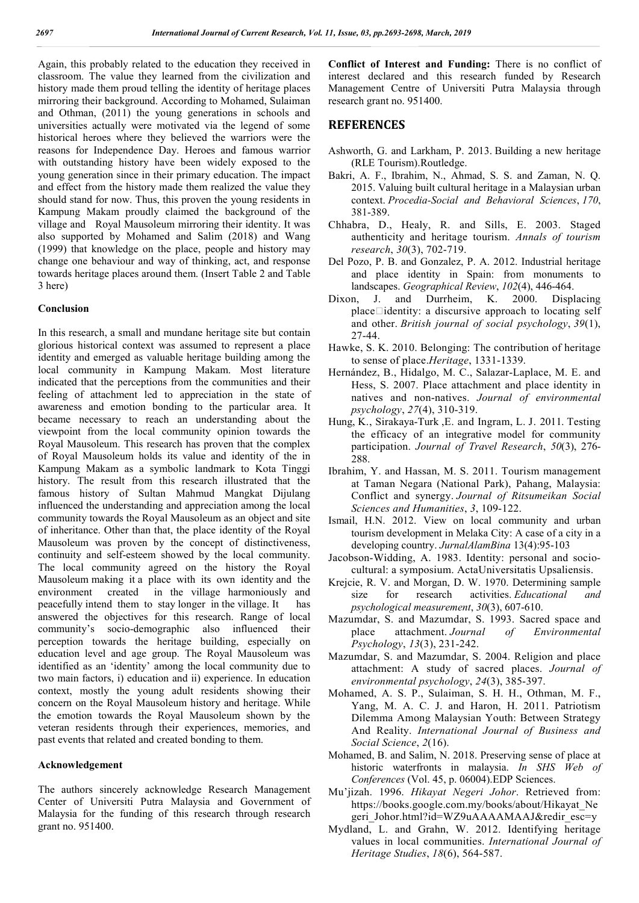Again, this probably related to the education they received in classroom. The value they learned from the civilization and history made them proud telling the identity of heritage places mirroring their background. According to Mohamed, Sulaiman and Othman, (2011) the young generations in schools and universities actually were motivated via the legend of some historical heroes where they believed the warriors were the reasons for Independence Day. Heroes and famous warrior with outstanding history have been widely exposed to the young generation since in their primary education. The impact and effect from the history made them realized the value they should stand for now. Thus, this proven the young residents in Kampung Makam proudly claimed the background of the village and Royal Mausoleum mirroring their identity. It was also supported by Mohamed and Salim (2018) and Wang (1999) that knowledge on the place, people and history may change one behaviour and way of thinking, act, and response towards heritage places around them. (Insert Table 2 and Table 3 here)

### Conclusion

In this research, a small and mundane heritage site but contain glorious historical context was assumed to represent a place identity and emerged as valuable heritage building among the local community in Kampung Makam. Most literature indicated that the perceptions from the communities and their feeling of attachment led to appreciation in the state of awareness and emotion bonding to the particular area. It became necessary to reach an understanding about the viewpoint from the local community opinion towards the Royal Mausoleum. This research has proven that the complex of Royal Mausoleum holds its value and identity of the in Kampung Makam as a symbolic landmark to Kota Tinggi history. The result from this research illustrated that the famous history of Sultan Mahmud Mangkat Dijulang influenced the understanding and appreciation among the local community towards the Royal Mausoleum as an object and site of inheritance. Other than that, the place identity of the Royal Mausoleum was proven by the concept of distinctiveness, continuity and self-esteem showed by the local community. The local community agreed on the history the Royal Mausoleum making it a place with its own identity and the environment created in the village harmoniously and peacefully intend them to stay longer in the village. It has answered the objectives for this research. Range of local community's socio-demographic also influenced their perception towards the heritage building, especially on education level and age group. The Royal Mausoleum was identified as an 'identity' among the local community due to two main factors, i) education and ii) experience. In education context, mostly the young adult residents showing their concern on the Royal Mausoleum history and heritage. While the emotion towards the Royal Mausoleum shown by the veteran residents through their experiences, memories, and past events that related and created bonding to them.

### Acknowledgement

The authors sincerely acknowledge Research Management Center of Universiti Putra Malaysia and Government of Malaysia for the funding of this research through research grant no. 951400.

**Conflict of Interest and Funding:** There is no conflict of interest declared and this research funded by Research Management Centre of Universiti Putra Malaysia through research grant no. 951400.

## REFERENCES

Ashworth, G. and Larkham, P. 2013. Building a new heritage (RLE Tourism).Routledge.

Bakri, A. F., Ibrahim, N., Ahmad, S. S. and Zaman, N. Q. 2015. Valuing built cultural heritage in a Malaysian urban context. *Procedia-Social and Behavioral Sciences*, *170*, 381-389.

Chhabra, D., Healy, R. and Sills, E. 2003. Staged authenticity and heritage tourism. *Annals of tourism research*, *30*(3), 702-719.

Del Pozo, P. B. and Gonzalez, P. A. 2012. Industrial heritage and place identity in Spain: from monuments to landscapes. *Geographical Review*, *102*(4), 446-464.

Dixon, J. and Durrheim, K. 2000. Displacing place□identity: a discursive approach to locating self and other. *British journal of social psychology*, *39*(1), 27-44.

Hawke, S. K. 2010. Belonging: The contribution of heritage to sense of place.*Heritage*, 1331-1339.

Hernández, B., Hidalgo, M. C., Salazar-Laplace, M. E. and Hess, S. 2007. Place attachment and place identity in natives and non-natives. *Journal of environmental psychology*, *27*(4), 310-319.

Hung, K., Sirakaya-Turk ,E. and Ingram, L. J. 2011. Testing the efficacy of an integrative model for community participation. *Journal of Travel Research*, *50*(3), 276-288.

Ibrahim, Y. and Hassan, M. S. 2011. Tourism management at Taman Negara (National Park), Pahang, Malaysia: Conflict and synergy. *Journal of Ritsumeikan Social Sciences and Humanities*, *3*, 109-122.

Ismail, H.N. 2012. View on local community and urban tourism development in Melaka City: A case of a city in a developing country. *JurnalAlamBina* 13(4):95-103

Jacobson-Widding, A. 1983. Identity: personal and socio-cultural: a symposium. ActaUniversitatis Upsaliensis.

Krejcie, R. V. and Morgan, D. W. 1970. Determining sample size for research activities. *Educational and psychological measurement*, *30*(3), 607-610.

Mazumdar, S. and Mazumdar, S. 1993. Sacred space and place attachment. *Journal of Environmental Psychology*, *13*(3), 231-242.

Mazumdar, S. and Mazumdar, S. 2004. Religion and place attachment: A study of sacred places. *Journal of environmental psychology*, *24*(3), 385-397.

Mohamed, A. S. P., Sulaiman, S. H. H., Othman, M. F., Yang, M. A. C. J. and Haron, H. 2011. Patriotism Dilemma Among Malaysian Youth: Between Strategy And Reality. *International Journal of Business and Social Science*, *2*(16).

Mohamed, B. and Salim, N. 2018. Preserving sense of place at historic waterfronts in malaysia. *In SHS Web of Conferences* (Vol. 45, p. 06004).EDP Sciences.

Mu'jizah. 1996. *Hikayat Negeri Johor*. Retrieved from: https://books.google.com.my/books/about/Hikayat_Negeri_Johor.html?id=WZ9uAAAAMAAJ&redir_esc=y

Mydland, L. and Grahn, W. 2012. Identifying heritage values in local communities. *International Journal of Heritage Studies*, *18*(6), 564-587.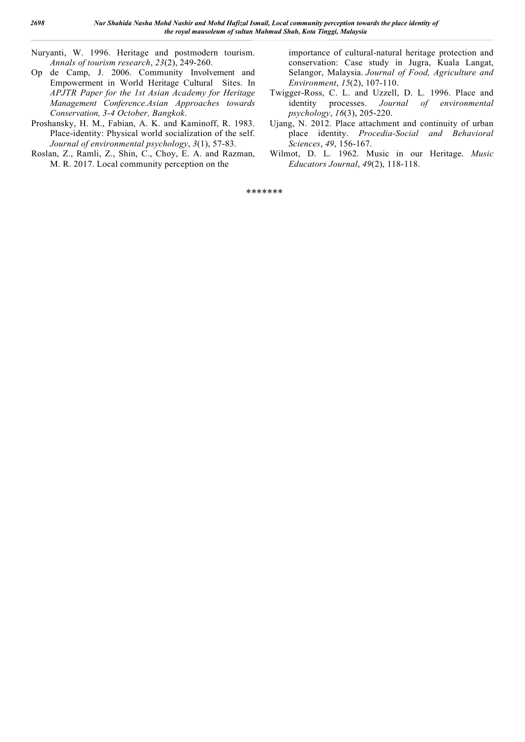Nuryanti, W. 1996. Heritage and postmodern tourism. *Annals of tourism research*, *23*(2), 249-260.

Op de Camp, J. 2006. Community Involvement and Empowerment in World Heritage Cultural Sites. In *APJTR Paper for the 1st Asian Academy for Heritage Management Conference.Asian Approaches towards Conservation, 3-4 October, Bangkok*.

Proshansky, H. M., Fabian, A. K. and Kaminoff, R. 1983. Place-identity: Physical world socialization of the self. *Journal of environmental psychology*, *3*(1), 57-83.

Roslan, Z., Ramli, Z., Shin, C., Choy, E. A. and Razman, M. R. 2017. Local community perception on the importance of cultural-natural heritage protection and conservation: Case study in Jugra, Kuala Langat, Selangor, Malaysia. *Journal of Food, Agriculture and Environment*, *15*(2), 107-110.

Twigger-Ross, C. L. and Uzzell, D. L. 1996. Place and identity processes. *Journal of environmental psychology*, *16*(3), 205-220.

Ujang, N. 2012. Place attachment and continuity of urban place identity. *Procedia-Social and Behavioral Sciences*, *49*, 156-167.

Wilmot, D. L. 1962. Music in our Heritage. *Music Educators Journal*, *49*(2), 118-118.

\*\*\*\*\*\*\*